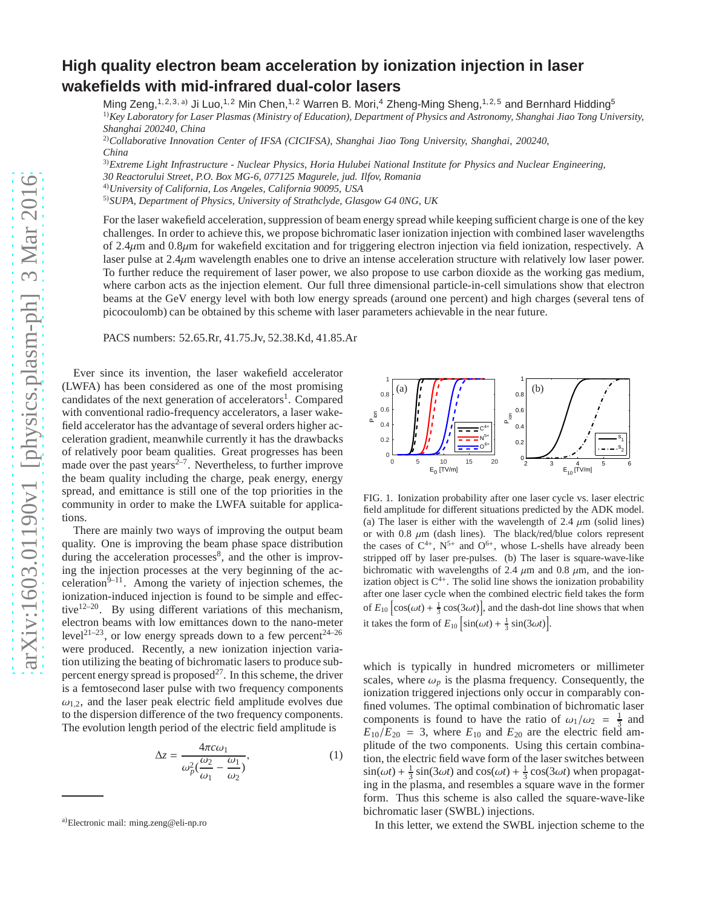# High quality electron beam acceleration by ionization injection in laser wakefields with mid-infrared dual-color lasers

Ming Zeng,[1,2,3,a] Ji Luo,[1,2] Min Chen,[1,2] Warren B. Mori,[4] Zheng-Ming Sheng,[1,2,5] and Bernhard Hidding[5]

[1] *Key Laboratory for Laser Plasmas (Ministry of Education), Department of Physics and Astronomy, Shanghai Jiao Tong University, Shanghai 200240, China*

[2] *Collaborative Innovation Center of IFSA (CICIFSA), Shanghai Jiao Tong University, Shanghai, 200240, China*

[3] *Extreme Light Infrastructure - Nuclear Physics, Horia Hulubei National Institute for Physics and Nuclear Engineering, 30 Reactorului Street, P.O. Box MG-6, 077125 Magurele, jud. Ilfov, Romania*

[4] *University of California, Los Angeles, California 90095, USA*

[5] *SUPA, Department of Physics, University of Strathclyde, Glasgow G4 0NG, UK*

For the laser wakefield acceleration, suppression of beam energy spread while keeping sufficient charge is one of the key challenges. In order to achieve this, we propose bichromatic laser ionization injection with combined laser wavelengths of 2.4$\mu$m and 0.8$\mu$m for wakefield excitation and for triggering electron injection via field ionization, respectively. A laser pulse at 2.4$\mu$m wavelength enables one to drive an intense acceleration structure with relatively low laser power. To further reduce the requirement of laser power, we also propose to use carbon dioxide as the working gas medium, where carbon acts as the injection element. Our full three dimensional particle-in-cell simulations show that electron beams at the GeV energy level with both low energy spreads (around one percent) and high charges (several tens of picocoulomb) can be obtained by this scheme with laser parameters achievable in the near future.

PACS numbers: 52.65.Rr, 41.75.Jv, 52.38.Kd, 41.85.Ar

Ever since its invention, the laser wakefield accelerator (LWFA) has been considered as one of the most promising candidates of the next generation of accelerators[1]. Compared with conventional radio-frequency accelerators, a laser wakefield accelerator has the advantage of several orders higher acceleration gradient, meanwhile currently it has the drawbacks of relatively poor beam qualities. Great progresses has been made over the past years[2–7]. Nevertheless, to further improve the beam quality including the charge, peak energy, energy spread, and emittance is still one of the top priorities in the community in order to make the LWFA suitable for applications.

There are mainly two ways of improving the output beam quality. One is improving the beam phase space distribution during the acceleration processes[8], and the other is improving the injection processes at the very beginning of the acceleration[9–11]. Among the variety of injection schemes, the ionization-induced injection is found to be simple and effective[12–20]. By using different variations of this mechanism, electron beams with low emittances down to the nano-meter level[21–23], or low energy spreads down to a few percent[24–26] were produced. Recently, a new ionization injection variation utilizing the beating of bichromatic lasers to produce sub-percent energy spread is proposed[27]. In this scheme, the driver is a femtosecond laser pulse with two frequency components $\omega_{1,2}$, and the laser peak electric field amplitude evolves due to the dispersion difference of the two frequency components. The evolution length period of the electric field amplitude is

$$\Delta z = \frac{4\pi c\omega_1}{\omega_p^2(\frac{\omega_2}{\omega_1} - \frac{\omega_1}{\omega_2})}, \tag{1}$$

FIG. 1. Ionization probability after one laser cycle vs. laser electric field amplitude for different situations predicted by the ADK model. (a) The laser is either with the wavelength of 2.4 $\mu$m (solid lines) or with 0.8 $\mu$m (dash lines). The black/red/blue colors represent the cases of $C^{4+}$, $N^{5+}$ and $O^{6+}$, whose L-shells have already been stripped off by laser pre-pulses. (b) The laser is square-wave-like bichromatic with wavelengths of 2.4 $\mu$m and 0.8 $\mu$m, and the ionization object is $C^{4+}$. The solid line shows the ionization probability after one laser cycle when the combined electric field takes the form of $E_{10}\left[\cos(\omega t) + \frac{1}{3}\cos(3\omega t)\right]$, and the dash-dot line shows that when it takes the form of $E_{10}\left[\sin(\omega t) + \frac{1}{3}\sin(3\omega t)\right]$.

which is typically in hundred micrometers or millimeter scales, where $\omega_p$ is the plasma frequency. Consequently, the ionization triggered injections only occur in comparably confined volumes. The optimal combination of bichromatic laser components is found to have the ratio of $\omega_1/\omega_2 = \frac{1}{3}$ and $E_{10}/E_{20} = 3$, where $E_{10}$ and $E_{20}$ are the electric field amplitude of the two components. Using this certain combination, the electric field wave form of the laser switches between $\sin(\omega t) + \frac{1}{3}\sin(3\omega t)$ and $\cos(\omega t) + \frac{1}{3}\cos(3\omega t)$ when propagating in the plasma, and resembles a square wave in the former form. Thus this scheme is also called the square-wave-like bichromatic laser (SWBL) injections.

In this letter, we extend the SWBL injection scheme to the

[a] Electronic mail: ming.zeng@eli-np.ro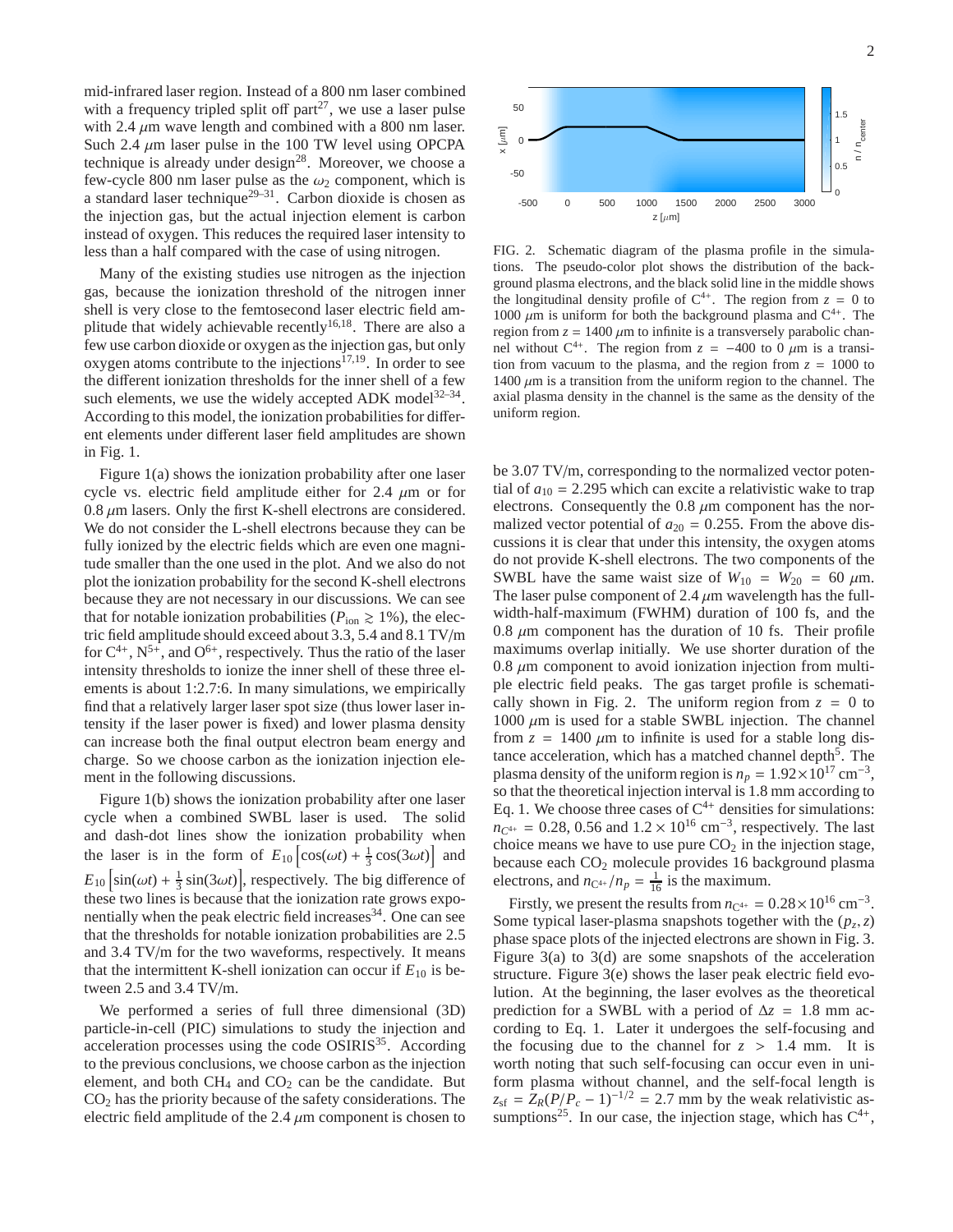mid-infrared laser region. Instead of a 800 nm laser combined with a frequency tripled split off part[27], we use a laser pulse with 2.4 $\mu$m wave length and combined with a 800 nm laser. Such 2.4 $\mu$m laser pulse in the 100 TW level using OPCPA technique is already under design[28]. Moreover, we choose a few-cycle 800 nm laser pulse as the $\omega_2$ component, which is a standard laser technique[29–31]. Carbon dioxide is chosen as the injection gas, but the actual injection element is carbon instead of oxygen. This reduces the required laser intensity to less than a half compared with the case of using nitrogen.

Many of the existing studies use nitrogen as the injection gas, because the ionization threshold of the nitrogen inner shell is very close to the femtosecond laser electric field amplitude that widely achievable recently[16,18]. There are also a few use carbon dioxide or oxygen as the injection gas, but only oxygen atoms contribute to the injections[17,19]. In order to see the different ionization thresholds for the inner shell of a few such elements, we use the widely accepted ADK model[32–34]. According to this model, the ionization probabilities for different elements under different laser field amplitudes are shown in Fig. 1.

Figure 1(a) shows the ionization probability after one laser cycle vs. electric field amplitude either for 2.4 $\mu$m or for 0.8 $\mu$m lasers. Only the first K-shell electrons are considered. We do not consider the L-shell electrons because they can be fully ionized by the electric fields which are even one magnitude smaller than the one used in the plot. And we also do not plot the ionization probability for the second K-shell electrons because they are not necessary in our discussions. We can see that for notable ionization probabilities ($P_{\rm ion} \gtrsim 1\%$), the electric field amplitude should exceed about 3.3, 5.4 and 8.1 TV/m for $C^{4+}$, $N^{5+}$, and $O^{6+}$, respectively. Thus the ratio of the laser intensity thresholds to ionize the inner shell of these three elements is about 1:2.7:6. In many simulations, we empirically find that a relatively larger laser spot size (thus lower laser intensity if the laser power is fixed) and lower plasma density can increase both the final output electron beam energy and charge. So we choose carbon as the ionization injection element in the following discussions.

Figure 1(b) shows the ionization probability after one laser cycle when a combined SWBL laser is used. The solid and dash-dot lines show the ionization probability when the laser is in the form of $E_{10}\left[\cos(\omega t) + \frac{1}{3}\cos(3\omega t)\right]$ and $E_{10}\left[\sin(\omega t) + \frac{1}{3}\sin(3\omega t)\right]$, respectively. The big difference of these two lines is because that the ionization rate grows exponentially when the peak electric field increases[34]. One can see that the thresholds for notable ionization probabilities are 2.5 and 3.4 TV/m for the two waveforms, respectively. It means that the intermittent K-shell ionization can occur if $E_{10}$ is between 2.5 and 3.4 TV/m.

We performed a series of full three dimensional (3D) particle-in-cell (PIC) simulations to study the injection and acceleration processes using the code OSIRIS[35]. According to the previous conclusions, we choose carbon as the injection element, and both $CH_4$ and $CO_2$ can be the candidate. But $CO_2$ has the priority because of the safety considerations. The electric field amplitude of the 2.4 $\mu$m component is chosen to be 3.07 TV/m, corresponding to the normalized vector potential of $a_{10} = 2.295$ which can excite a relativistic wake to trap electrons. Consequently the 0.8 $\mu$m component has the normalized vector potential of $a_{20} = 0.255$. From the above discussions it is clear that under this intensity, the oxygen atoms do not provide K-shell electrons. The two components of the SWBL have the same waist size of $W_{10} = W_{20} = 60$ $\mu$m. The laser pulse component of 2.4 $\mu$m wavelength has the full-width-half-maximum (FWHM) duration of 100 fs, and the 0.8 $\mu$m component has the duration of 10 fs. Their profile maximums overlap initially. We use shorter duration of the 0.8 $\mu$m component to avoid ionization injection from multiple electric field peaks. The gas target profile is schematically shown in Fig. 2. The uniform region from $z = 0$ to 1000 $\mu$m is used for a stable SWBL injection. The channel from $z = 1400$ $\mu$m to infinite is used for a stable long distance acceleration, which has a matched channel depth[5]. The plasma density of the uniform region is $n_p = 1.92\times10^{17}$ cm$^{-3}$, so that the theoretical injection interval is 1.8 mm according to Eq. 1. We choose three cases of $C^{4+}$ densities for simulations: $n_{C^{4+}} = 0.28$, 0.56 and $1.2\times10^{16}$ cm$^{-3}$, respectively. The last choice means we have to use pure $CO_2$ in the injection stage, because each $CO_2$ molecule provides 16 background plasma electrons, and $n_{C^{4+}}/n_p = \frac{1}{16}$ is the maximum.

FIG. 2. Schematic diagram of the plasma profile in the simulations. The pseudo-color plot shows the distribution of the background plasma electrons, and the black solid line in the middle shows the longitudinal density profile of $C^{4+}$. The region from $z = 0$ to 1000 $\mu$m is uniform for both the background plasma and $C^{4+}$. The region from $z = 1400$ $\mu$m to infinite is a transversely parabolic channel without $C^{4+}$. The region from $z = -400$ to 0 $\mu$m is a transition from vacuum to the plasma, and the region from $z = 1000$ to 1400 $\mu$m is a transition from the uniform region to the channel. The axial plasma density in the channel is the same as the density of the uniform region.

Firstly, we present the results from $n_{C^{4+}} = 0.28\times10^{16}$ cm$^{-3}$. Some typical laser-plasma snapshots together with the $(p_z, z)$ phase space plots of the injected electrons are shown in Fig. 3. Figure 3(a) to 3(d) are some snapshots of the acceleration structure. Figure 3(e) shows the laser peak electric field evolution. At the beginning, the laser evolves as the theoretical prediction for a SWBL with a period of $\Delta z = 1.8$ mm according to Eq. 1. Later it undergoes the self-focusing and the focusing due to the channel for $z > 1.4$ mm. It is worth noting that such self-focusing can occur even in uniform plasma without channel, and the self-focal length is $z_{\rm sf} = Z_R(P/P_c - 1)^{-1/2} = 2.7$ mm by the weak relativistic assumptions[25]. In our case, the injection stage, which has $C^{4+}$,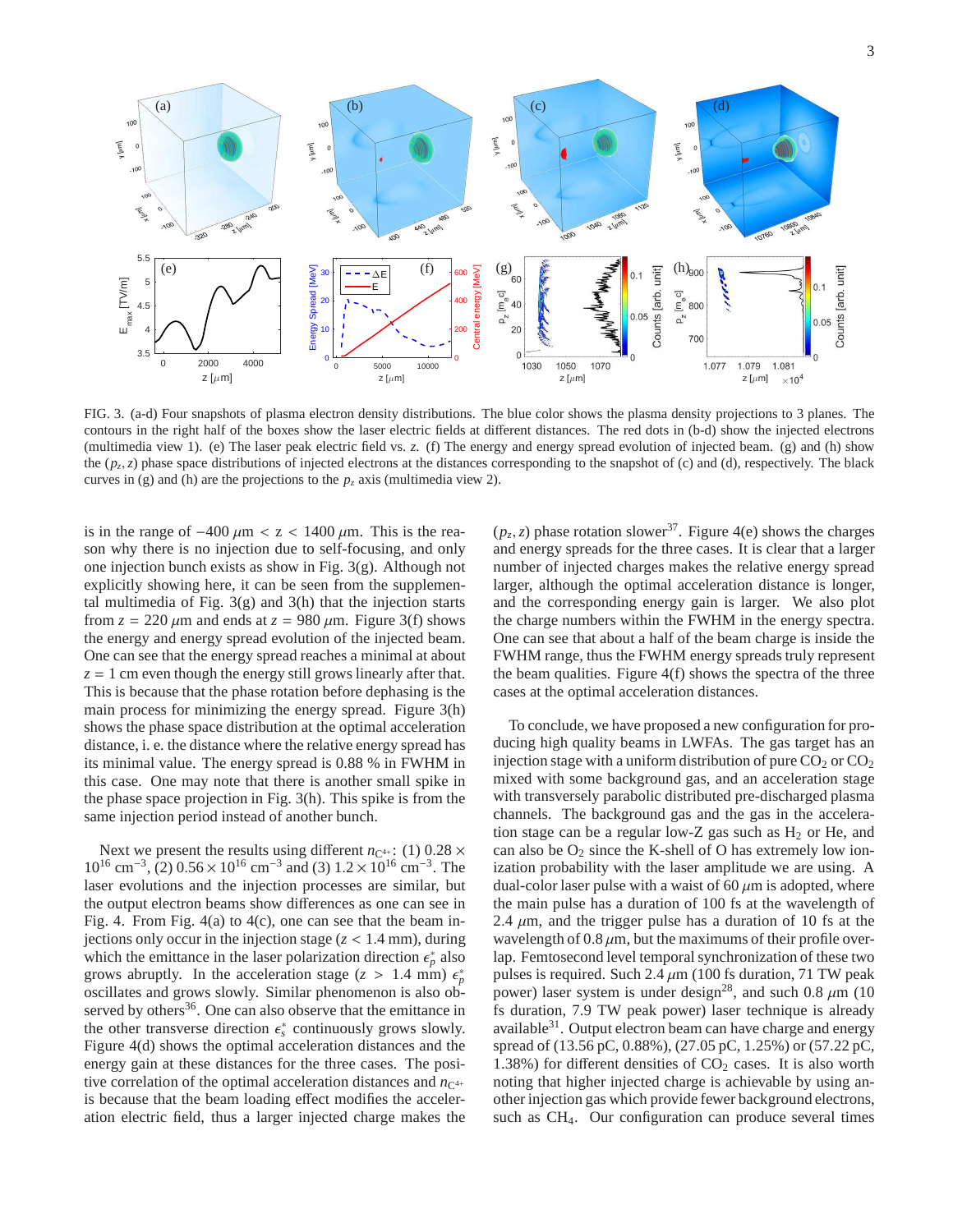FIG. 3. (a-d) Four snapshots of plasma electron density distributions. The blue color shows the plasma density projections to 3 planes. The contours in the right half of the boxes show the laser electric fields at different distances. The red dots in (b-d) show the injected electrons (multimedia view 1). (e) The laser peak electric field vs. z. (f) The energy and energy spread evolution of injected beam. (g) and (h) show the $(p_z, z)$ phase space distributions of injected electrons at the distances corresponding to the snapshot of (c) and (d), respectively. The black curves in (g) and (h) are the projections to the $p_z$ axis (multimedia view 2).

is in the range of $-400\ \mu$m $< z < 1400\ \mu$m. This is the reason why there is no injection due to self-focusing, and only one injection bunch exists as show in Fig. 3(g). Although not explicitly showing here, it can be seen from the supplemental multimedia of Fig. 3(g) and 3(h) that the injection starts from $z = 220\ \mu$m and ends at $z = 980\ \mu$m. Figure 3(f) shows the energy and energy spread evolution of the injected beam. One can see that the energy spread reaches a minimal at about $z = 1$ cm even though the energy still grows linearly after that. This is because that the phase rotation before dephasing is the main process for minimizing the energy spread. Figure 3(h) shows the phase space distribution at the optimal acceleration distance, i. e. the distance where the relative energy spread has its minimal value. The energy spread is 0.88 % in FWHM in this case. One may note that there is another small spike in the phase space projection in Fig. 3(h). This spike is from the same injection period instead of another bunch.

Next we present the results using different $n_{C^{4+}}$: (1) $0.28 \times 10^{16}$ cm$^{-3}$, (2) $0.56 \times 10^{16}$ cm$^{-3}$ and (3) $1.2 \times 10^{16}$ cm$^{-3}$. The laser evolutions and the injection processes are similar, but the output electron beams show differences as one can see in Fig. 4. From Fig. 4(a) to 4(c), one can see that the beam injections only occur in the injection stage ($z < 1.4$ mm), during which the emittance in the laser polarization direction $\epsilon_p^*$ also grows abruptly. In the acceleration stage ($z > 1.4$ mm) $\epsilon_p^*$ oscillates and grows slowly. Similar phenomenon is also observed by others[36]. One can also observe that the emittance in the other transverse direction $\epsilon_s^*$ continuously grows slowly. Figure 4(d) shows the optimal acceleration distances and the energy gain at these distances for the three cases. The positive correlation of the optimal acceleration distances and $n_{C^{4+}}$ is because that the beam loading effect modifies the acceleration electric field, thus a larger injected charge makes the $(p_z, z)$ phase rotation slower[37]. Figure 4(e) shows the charges and energy spreads for the three cases. It is clear that a larger number of injected charges makes the relative energy spread larger, although the optimal acceleration distance is longer, and the corresponding energy gain is larger. We also plot the charge numbers within the FWHM in the energy spectra. One can see that about a half of the beam charge is inside the FWHM range, thus the FWHM energy spreads truly represent the beam qualities. Figure 4(f) shows the spectra of the three cases at the optimal acceleration distances.

To conclude, we have proposed a new configuration for producing high quality beams in LWFAs. The gas target has an injection stage with a uniform distribution of pure $CO_2$ or $CO_2$ mixed with some background gas, and an acceleration stage with transversely parabolic distributed pre-discharged plasma channels. The background gas and the gas in the acceleration stage can be a regular low-Z gas such as $H_2$ or He, and can also be $O_2$ since the K-shell of O has extremely low ionization probability with the laser amplitude we are using. A dual-color laser pulse with a waist of 60 $\mu$m is adopted, where the main pulse has a duration of 100 fs at the wavelength of 2.4 $\mu$m, and the trigger pulse has a duration of 10 fs at the wavelength of 0.8 $\mu$m, but the maximums of their profile overlap. Femtosecond level temporal synchronization of these two pulses is required. Such 2.4 $\mu$m (100 fs duration, 71 TW peak power) laser system is under design[28], and such 0.8 $\mu$m (10 fs duration, 7.9 TW peak power) laser technique is already available[31]. Output electron beam can have charge and energy spread of (13.56 pC, 0.88%), (27.05 pC, 1.25%) or (57.22 pC, 1.38%) for different densities of $CO_2$ cases. It is also worth noting that higher injected charge is achievable by using another injection gas which provide fewer background electrons, such as $CH_4$. Our configuration can produce several times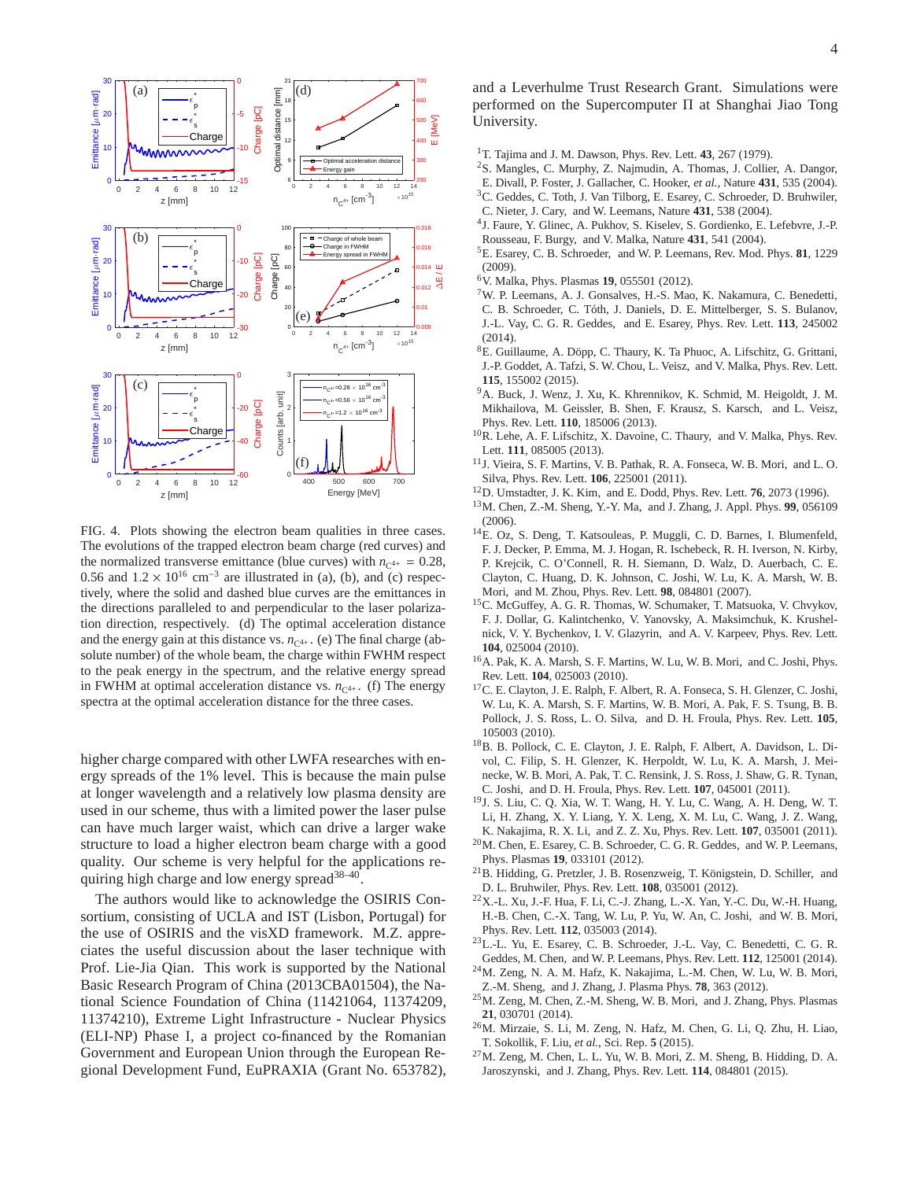FIG. 4. Plots showing the electron beam qualities in three cases. The evolutions of the trapped electron beam charge (red curves) and the normalized transverse emittance (blue curves) with $n_{C^{4+}} = 0.28$, 0.56 and $1.2 \times 10^{16}$ cm$^{-3}$ are illustrated in (a), (b), and (c) respectively, where the solid and dashed blue curves are the emittances in the directions paralleled to and perpendicular to the laser polarization direction, respectively. (d) The optimal acceleration distance and the energy gain at this distance vs. $n_{C^{4+}}$. (e) The final charge (absolute number) of the whole beam, the charge within FWHM respect to the peak energy in the spectrum, and the relative energy spread in FWHM at optimal acceleration distance vs. $n_{C^{4+}}$. (f) The energy spectra at the optimal acceleration distance for the three cases.

higher charge compared with other LWFA researches with energy spreads of the 1% level. This is because the main pulse at longer wavelength and a relatively low plasma density are used in our scheme, thus with a limited power the laser pulse can have much larger waist, which can drive a larger wake structure to load a higher electron beam charge with a good quality. Our scheme is very helpful for the applications requiring high charge and low energy spread[38–40].

The authors would like to acknowledge the OSIRIS Consortium, consisting of UCLA and IST (Lisbon, Portugal) for the use of OSIRIS and the visXD framework. M.Z. appreciates the useful discussion about the laser technique with Prof. Lie-Jia Qian. This work is supported by the National Basic Research Program of China (2013CBA01504), the National Science Foundation of China (11421064, 11374209, 11374210), Extreme Light Infrastructure - Nuclear Physics (ELI-NP) Phase I, a project co-financed by the Romanian Government and European Union through the European Regional Development Fund, EuPRAXIA (Grant No. 653782), and a Leverhulme Trust Research Grant. Simulations were performed on the Supercomputer Π at Shanghai Jiao Tong University.

[1] T. Tajima and J. M. Dawson, Phys. Rev. Lett. **43**, 267 (1979).
[2] S. Mangles, C. Murphy, Z. Najmudin, A. Thomas, J. Collier, A. Dangor, E. Divall, P. Foster, J. Gallacher, C. Hooker, *et al.*, Nature **431**, 535 (2004).
[3] C. Geddes, C. Toth, J. Van Tilborg, E. Esarey, C. Schroeder, D. Bruhwiler, C. Nieter, J. Cary, and W. Leemans, Nature **431**, 538 (2004).
[4] J. Faure, Y. Glinec, A. Pukhov, S. Kiselev, S. Gordienko, E. Lefebvre, J.-P. Rousseau, F. Burgy, and V. Malka, Nature **431**, 541 (2004).
[5] E. Esarey, C. B. Schroeder, and W. P. Leemans, Rev. Mod. Phys. **81**, 1229 (2009).
[6] V. Malka, Phys. Plasmas **19**, 055501 (2012).
[7] W. P. Leemans, A. J. Gonsalves, H.-S. Mao, K. Nakamura, C. Benedetti, C. B. Schroeder, C. Tóth, J. Daniels, D. E. Mittelberger, S. S. Bulanov, J.-L. Vay, C. G. R. Geddes, and E. Esarey, Phys. Rev. Lett. **113**, 245002 (2014).
[8] E. Guillaume, A. Döpp, C. Thaury, K. Ta Phuoc, A. Lifschitz, G. Grittani, J.-P. Goddet, A. Tafzi, S. W. Chou, L. Veisz, and V. Malka, Phys. Rev. Lett. **115**, 155002 (2015).
[9] A. Buck, J. Wenz, J. Xu, K. Khrennikov, K. Schmid, M. Heigoldt, J. M. Mikhailova, M. Geissler, B. Shen, F. Krausz, S. Karsch, and L. Veisz, Phys. Rev. Lett. **110**, 185006 (2013).
[10] R. Lehe, A. F. Lifschitz, X. Davoine, C. Thaury, and V. Malka, Phys. Rev. Lett. **111**, 085005 (2013).
[11] J. Vieira, S. F. Martins, V. B. Pathak, R. A. Fonseca, W. B. Mori, and L. O. Silva, Phys. Rev. Lett. **106**, 225001 (2011).
[12] D. Umstadter, J. K. Kim, and E. Dodd, Phys. Rev. Lett. **76**, 2073 (1996).
[13] M. Chen, Z.-M. Sheng, Y.-Y. Ma, and J. Zhang, J. Appl. Phys. **99**, 056109 (2006).
[14] E. Oz, S. Deng, T. Katsouleas, P. Muggli, C. D. Barnes, I. Blumenfeld, F. J. Decker, P. Emma, M. J. Hogan, R. Ischebeck, R. H. Iverson, N. Kirby, P. Krejcik, C. O'Connell, R. H. Siemann, D. Walz, D. Auerbach, C. E. Clayton, C. Huang, D. K. Johnson, C. Joshi, W. Lu, K. A. Marsh, W. B. Mori, and M. Zhou, Phys. Rev. Lett. **98**, 084801 (2007).
[15] C. McGuffey, A. G. R. Thomas, W. Schumaker, T. Matsuoka, V. Chvykov, F. J. Dollar, G. Kalintchenko, V. Yanovsky, A. Maksimchuk, K. Krushelnick, V. Y. Bychenkov, I. V. Glazyrin, and A. V. Karpeev, Phys. Rev. Lett. **104**, 025004 (2010).
[16] A. Pak, K. A. Marsh, S. F. Martins, W. Lu, W. B. Mori, and C. Joshi, Phys. Rev. Lett. **104**, 025003 (2010).
[17] C. E. Clayton, J. E. Ralph, F. Albert, R. A. Fonseca, S. H. Glenzer, C. Joshi, W. Lu, K. A. Marsh, S. F. Martins, W. B. Mori, A. Pak, F. S. Tsung, B. B. Pollock, J. S. Ross, L. O. Silva, and D. H. Froula, Phys. Rev. Lett. **105**, 105003 (2010).
[18] B. B. Pollock, C. E. Clayton, J. E. Ralph, F. Albert, A. Davidson, L. Divol, C. Filip, S. H. Glenzer, K. Herpoldt, W. Lu, K. A. Marsh, J. Meinecke, W. B. Mori, A. Pak, T. C. Rensink, J. S. Ross, J. Shaw, G. R. Tynan, C. Joshi, and D. H. Froula, Phys. Rev. Lett. **107**, 045001 (2011).
[19] J. S. Liu, C. Q. Xia, W. T. Wang, H. Y. Lu, C. Wang, A. H. Deng, W. T. Li, H. Zhang, X. Y. Liang, Y. X. Leng, X. M. Lu, C. Wang, J. Z. Wang, K. Nakajima, R. X. Li, and Z. Z. Xu, Phys. Rev. Lett. **107**, 035001 (2011).
[20] M. Chen, E. Esarey, C. B. Schroeder, C. G. R. Geddes, and W. P. Leemans, Phys. Plasmas **19**, 033101 (2012).
[21] B. Hidding, G. Pretzler, J. B. Rosenzweig, T. Königstein, D. Schiller, and D. L. Bruhwiler, Phys. Rev. Lett. **108**, 035001 (2012).
[22] X.-L. Xu, J.-F. Hua, F. Li, C.-J. Zhang, L.-X. Yan, Y.-C. Du, W.-H. Huang, H.-B. Chen, C.-X. Tang, W. Lu, P. Yu, W. An, C. Joshi, and W. B. Mori, Phys. Rev. Lett. **112**, 035003 (2014).
[23] L.-L. Yu, E. Esarey, C. B. Schroeder, J.-L. Vay, C. Benedetti, C. G. R. Geddes, M. Chen, and W. P. Leemans, Phys. Rev. Lett. **112**, 125001 (2014).
[24] M. Zeng, N. A. M. Hafz, K. Nakajima, L.-M. Chen, W. Lu, W. B. Mori, Z.-M. Sheng, and J. Zhang, J. Plasma Phys. **78**, 363 (2012).
[25] M. Zeng, M. Chen, Z.-M. Sheng, W. B. Mori, and J. Zhang, Phys. Plasmas **21**, 030701 (2014).
[26] M. Mirzaie, S. Li, M. Zeng, N. Hafz, M. Chen, G. Li, Q. Zhu, H. Liao, T. Sokollik, F. Liu, *et al.*, Sci. Rep. **5** (2015).
[27] M. Zeng, M. Chen, L. L. Yu, W. B. Mori, Z. M. Sheng, B. Hidding, D. A. Jaroszynski, and J. Zhang, Phys. Rev. Lett. **114**, 084801 (2015).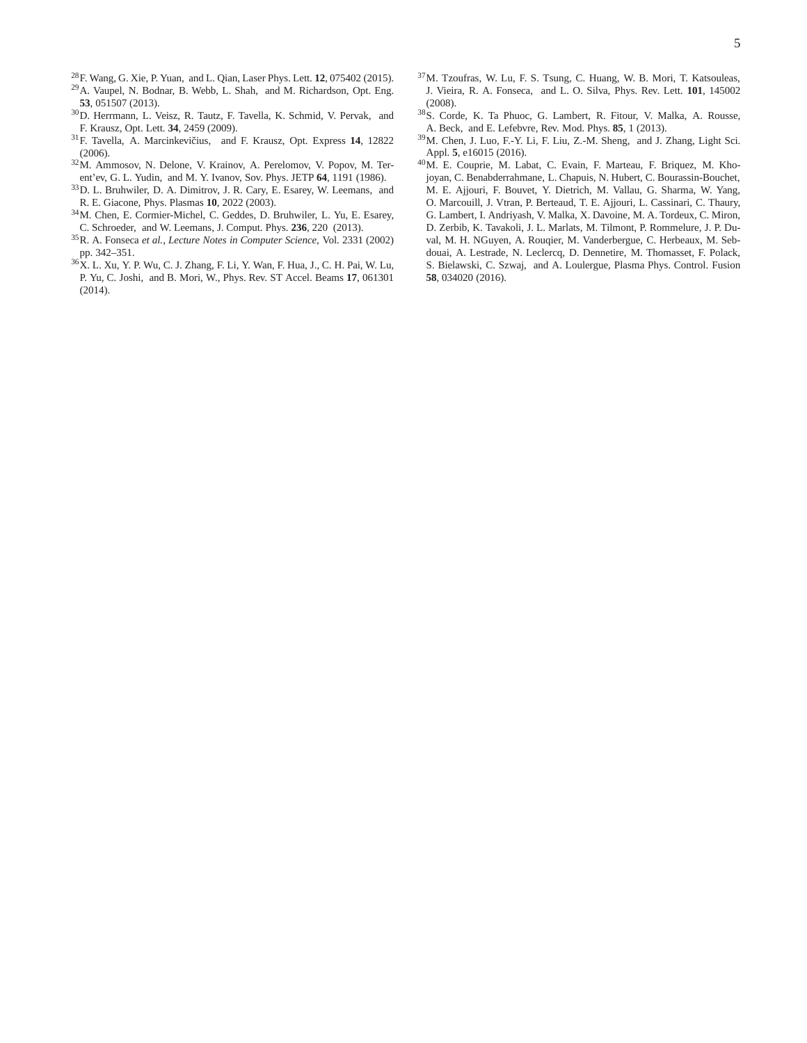[28] F. Wang, G. Xie, P. Yuan, and L. Qian, Laser Phys. Lett. **12**, 075402 (2015).

[29] A. Vaupel, N. Bodnar, B. Webb, L. Shah, and M. Richardson, Opt. Eng. **53**, 051507 (2013).

[30] D. Herrmann, L. Veisz, R. Tautz, F. Tavella, K. Schmid, V. Pervak, and F. Krausz, Opt. Lett. **34**, 2459 (2009).

[31] F. Tavella, A. Marcinkevičius, and F. Krausz, Opt. Express **14**, 12822 (2006).

[32] M. Ammosov, N. Delone, V. Krainov, A. Perelomov, V. Popov, M. Terent'ev, G. L. Yudin, and M. Y. Ivanov, Sov. Phys. JETP **64**, 1191 (1986).

[33] D. L. Bruhwiler, D. A. Dimitrov, J. R. Cary, E. Esarey, W. Leemans, and R. E. Giacone, Phys. Plasmas **10**, 2022 (2003).

[34] M. Chen, E. Cormier-Michel, C. Geddes, D. Bruhwiler, L. Yu, E. Esarey, C. Schroeder, and W. Leemans, J. Comput. Phys. **236**, 220 (2013).

[35] R. A. Fonseca *et al.*, *Lecture Notes in Computer Science*, Vol. 2331 (2002) pp. 342–351.

[36] X. L. Xu, Y. P. Wu, C. J. Zhang, F. Li, Y. Wan, F. Hua, J., C. H. Pai, W. Lu, P. Yu, C. Joshi, and B. Mori, W., Phys. Rev. ST Accel. Beams **17**, 061301 (2014).

[37] M. Tzoufras, W. Lu, F. S. Tsung, C. Huang, W. B. Mori, T. Katsouleas, J. Vieira, R. A. Fonseca, and L. O. Silva, Phys. Rev. Lett. **101**, 145002 (2008).

[38] S. Corde, K. Ta Phuoc, G. Lambert, R. Fitour, V. Malka, A. Rousse, A. Beck, and E. Lefebvre, Rev. Mod. Phys. **85**, 1 (2013).

[39] M. Chen, J. Luo, F.-Y. Li, F. Liu, Z.-M. Sheng, and J. Zhang, Light Sci. Appl. **5**, e16015 (2016).

[40] M. E. Couprie, M. Labat, C. Evain, F. Marteau, F. Briquez, M. Khojoyan, C. Benabderrahmane, L. Chapuis, N. Hubert, C. Bourassin-Bouchet, M. E. Ajjouri, F. Bouvet, Y. Dietrich, M. Vallau, G. Sharma, W. Yang, O. Marcouill, J. Vtran, P. Berteaud, T. E. Ajjouri, L. Cassinari, C. Thaury, G. Lambert, I. Andriyash, V. Malka, X. Davoine, M. A. Tordeux, C. Miron, D. Zerbib, K. Tavakoli, J. L. Marlats, M. Tilmont, P. Rommelure, J. P. Duval, M. H. NGuyen, A. Rouqier, M. Vanderbergue, C. Herbeaux, M. Sebdouai, A. Lestrade, N. Leclercq, D. Dennetire, M. Thomasset, F. Polack, S. Bielawski, C. Szwaj, and A. Loulergue, Plasma Phys. Control. Fusion **58**, 034020 (2016).